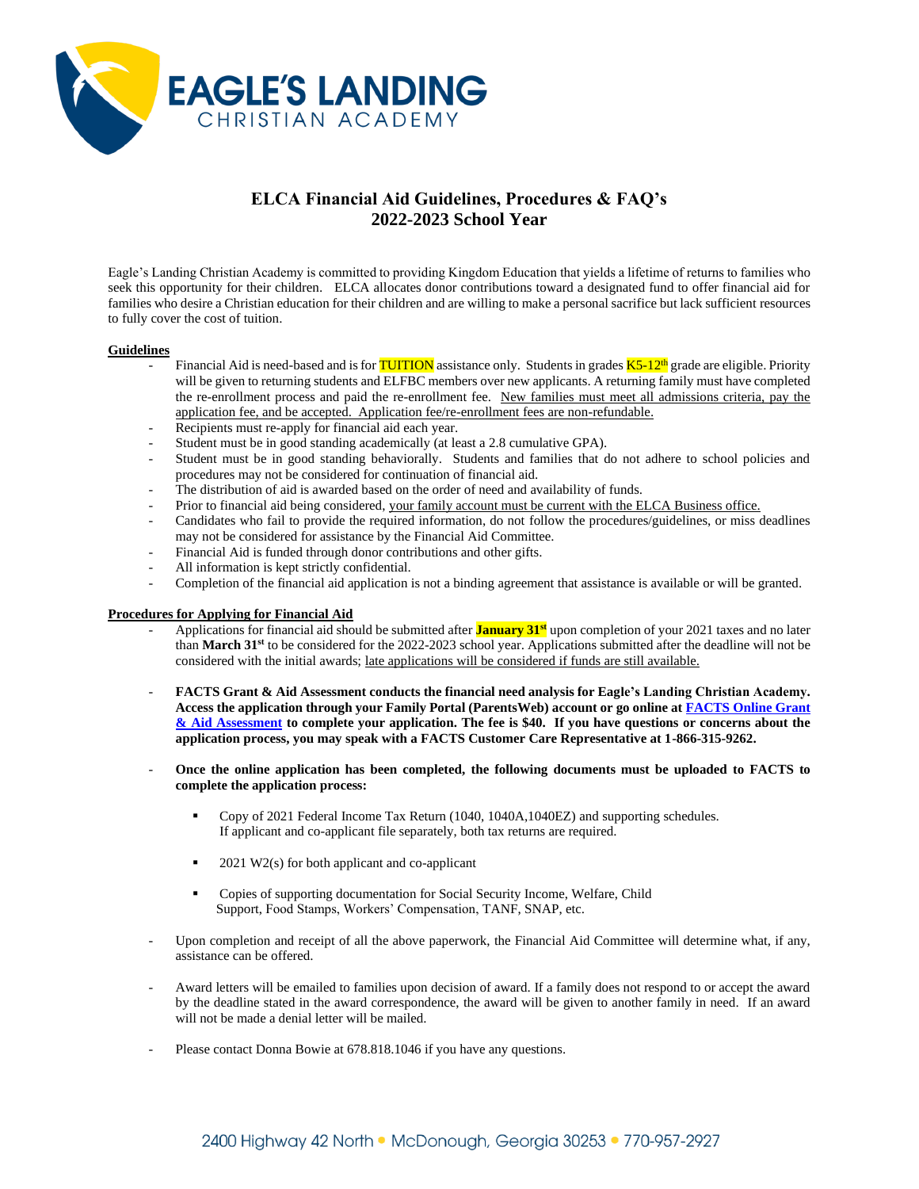EAGLE'S LANDING
CHRISTIAN ACADEMY

# ELCA Financial Aid Guidelines, Procedures & FAQ's
## 2022-2023 School Year

Eagle's Landing Christian Academy is committed to providing Kingdom Education that yields a lifetime of returns to families who seek this opportunity for their children. ELCA allocates donor contributions toward a designated fund to offer financial aid for families who desire a Christian education for their children and are willing to make a personal sacrifice but lack sufficient resources to fully cover the cost of tuition.

**Guidelines**

- Financial Aid is need-based and is for TUITION assistance only. Students in grades K5-12th grade are eligible. Priority will be given to returning students and ELFBC members over new applicants. A returning family must have completed the re-enrollment process and paid the re-enrollment fee. New families must meet all admissions criteria, pay the application fee, and be accepted. Application fee/re-enrollment fees are non-refundable.
- Recipients must re-apply for financial aid each year.
- Student must be in good standing academically (at least a 2.8 cumulative GPA).
- Student must be in good standing behaviorally. Students and families that do not adhere to school policies and procedures may not be considered for continuation of financial aid.
- The distribution of aid is awarded based on the order of need and availability of funds.
- Prior to financial aid being considered, your family account must be current with the ELCA Business office.
- Candidates who fail to provide the required information, do not follow the procedures/guidelines, or miss deadlines may not be considered for assistance by the Financial Aid Committee.
- Financial Aid is funded through donor contributions and other gifts.
- All information is kept strictly confidential.
- Completion of the financial aid application is not a binding agreement that assistance is available or will be granted.

**Procedures for Applying for Financial Aid**

- Applications for financial aid should be submitted after **January 31st** upon completion of your 2021 taxes and no later than **March 31st** to be considered for the 2022-2023 school year. Applications submitted after the deadline will not be considered with the initial awards; late applications will be considered if funds are still available.

- **FACTS Grant & Aid Assessment conducts the financial need analysis for Eagle's Landing Christian Academy. Access the application through your Family Portal (ParentsWeb) account or go online at FACTS Online Grant & Aid Assessment to complete your application. The fee is $40. If you have questions or concerns about the application process, you may speak with a FACTS Customer Care Representative at 1-866-315-9262.**

- **Once the online application has been completed, the following documents must be uploaded to FACTS to complete the application process:**

  - Copy of 2021 Federal Income Tax Return (1040, 1040A,1040EZ) and supporting schedules. If applicant and co-applicant file separately, both tax returns are required.

  - 2021 W2(s) for both applicant and co-applicant

  - Copies of supporting documentation for Social Security Income, Welfare, Child Support, Food Stamps, Workers' Compensation, TANF, SNAP, etc.

- Upon completion and receipt of all the above paperwork, the Financial Aid Committee will determine what, if any, assistance can be offered.

- Award letters will be emailed to families upon decision of award. If a family does not respond to or accept the award by the deadline stated in the award correspondence, the award will be given to another family in need. If an award will not be made a denial letter will be mailed.

- Please contact Donna Bowie at 678.818.1046 if you have any questions.

2400 Highway 42 North • McDonough, Georgia 30253 • 770-957-2927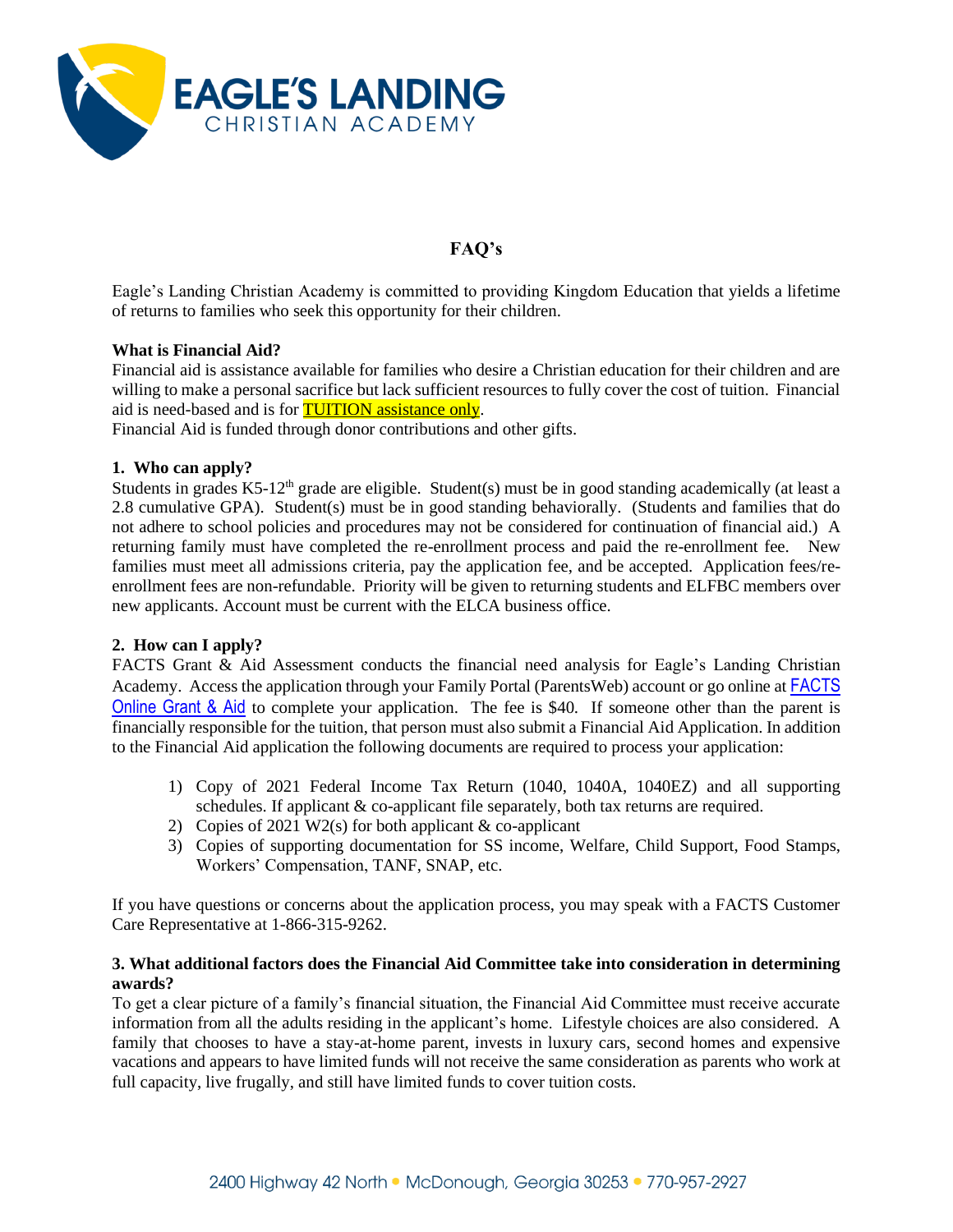# EAGLE'S LANDING CHRISTIAN ACADEMY

## FAQ's

Eagle's Landing Christian Academy is committed to providing Kingdom Education that yields a lifetime of returns to families who seek this opportunity for their children.

**What is Financial Aid?**
Financial aid is assistance available for families who desire a Christian education for their children and are willing to make a personal sacrifice but lack sufficient resources to fully cover the cost of tuition. Financial aid is need-based and is for TUITION assistance only.
Financial Aid is funded through donor contributions and other gifts.

**1. Who can apply?**
Students in grades K5-12th grade are eligible. Student(s) must be in good standing academically (at least a 2.8 cumulative GPA). Student(s) must be in good standing behaviorally. (Students and families that do not adhere to school policies and procedures may not be considered for continuation of financial aid.) A returning family must have completed the re-enrollment process and paid the re-enrollment fee. New families must meet all admissions criteria, pay the application fee, and be accepted. Application fees/re-enrollment fees are non-refundable. Priority will be given to returning students and ELFBC members over new applicants. Account must be current with the ELCA business office.

**2. How can I apply?**
FACTS Grant & Aid Assessment conducts the financial need analysis for Eagle's Landing Christian Academy. Access the application through your Family Portal (ParentsWeb) account or go online at FACTS Online Grant & Aid to complete your application. The fee is $40. If someone other than the parent is financially responsible for the tuition, that person must also submit a Financial Aid Application. In addition to the Financial Aid application the following documents are required to process your application:

1) Copy of 2021 Federal Income Tax Return (1040, 1040A, 1040EZ) and all supporting schedules. If applicant & co-applicant file separately, both tax returns are required.
2) Copies of 2021 W2(s) for both applicant & co-applicant
3) Copies of supporting documentation for SS income, Welfare, Child Support, Food Stamps, Workers' Compensation, TANF, SNAP, etc.

If you have questions or concerns about the application process, you may speak with a FACTS Customer Care Representative at 1-866-315-9262.

**3. What additional factors does the Financial Aid Committee take into consideration in determining awards?**
To get a clear picture of a family's financial situation, the Financial Aid Committee must receive accurate information from all the adults residing in the applicant's home. Lifestyle choices are also considered. A family that chooses to have a stay-at-home parent, invests in luxury cars, second homes and expensive vacations and appears to have limited funds will not receive the same consideration as parents who work at full capacity, live frugally, and still have limited funds to cover tuition costs.

2400 Highway 42 North • McDonough, Georgia 30253 • 770-957-2927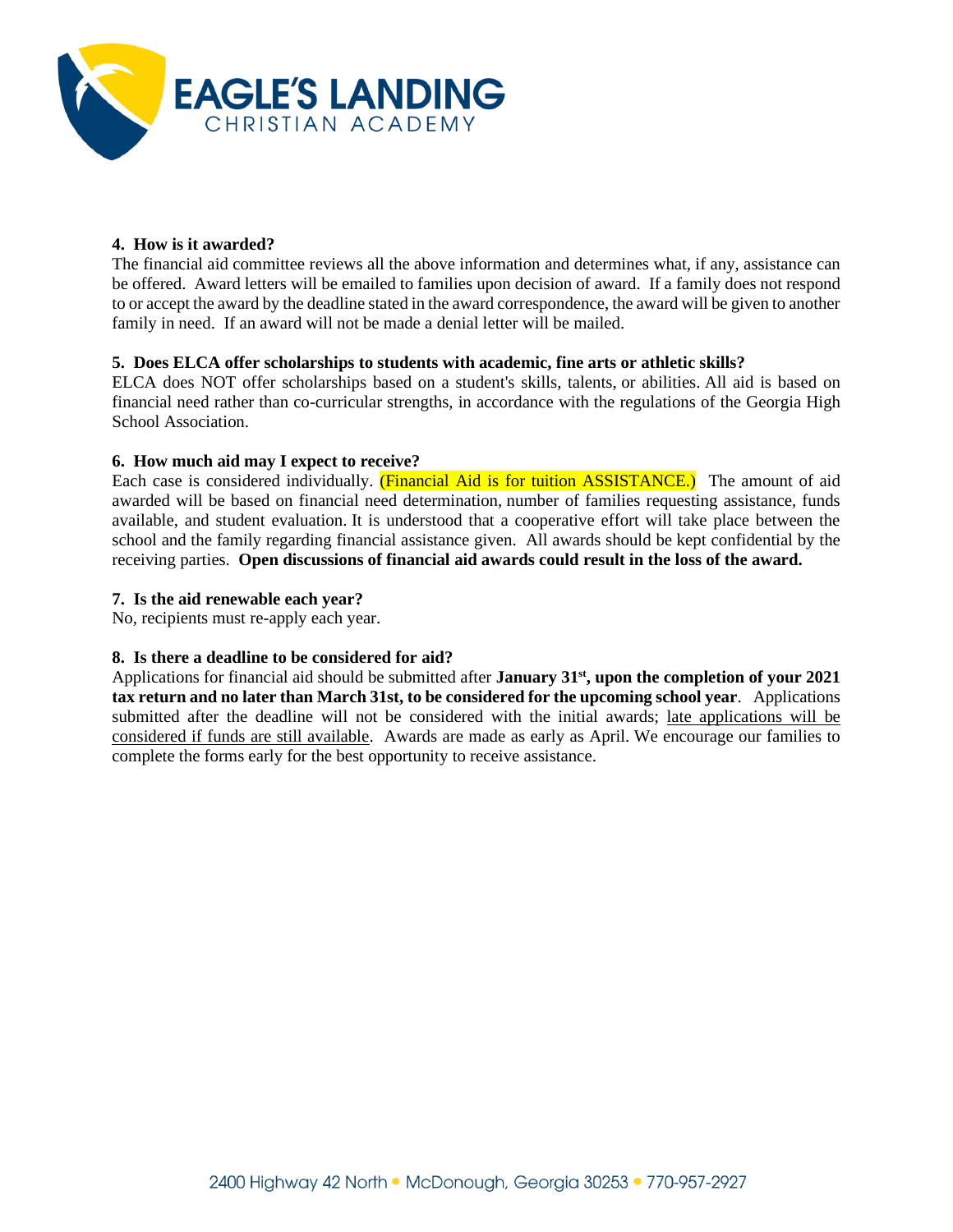**4. How is it awarded?**

The financial aid committee reviews all the above information and determines what, if any, assistance can be offered. Award letters will be emailed to families upon decision of award. If a family does not respond to or accept the award by the deadline stated in the award correspondence, the award will be given to another family in need. If an award will not be made a denial letter will be mailed.

**5. Does ELCA offer scholarships to students with academic, fine arts or athletic skills?**

ELCA does NOT offer scholarships based on a student's skills, talents, or abilities. All aid is based on financial need rather than co-curricular strengths, in accordance with the regulations of the Georgia High School Association.

**6. How much aid may I expect to receive?**

Each case is considered individually. (Financial Aid is for tuition ASSISTANCE.) The amount of aid awarded will be based on financial need determination, number of families requesting assistance, funds available, and student evaluation. It is understood that a cooperative effort will take place between the school and the family regarding financial assistance given. All awards should be kept confidential by the receiving parties. **Open discussions of financial aid awards could result in the loss of the award.**

**7. Is the aid renewable each year?**

No, recipients must re-apply each year.

**8. Is there a deadline to be considered for aid?**

Applications for financial aid should be submitted after **January 31st, upon the completion of your 2021 tax return and no later than March 31st, to be considered for the upcoming school year**. Applications submitted after the deadline will not be considered with the initial awards; late applications will be considered if funds are still available. Awards are made as early as April. We encourage our families to complete the forms early for the best opportunity to receive assistance.